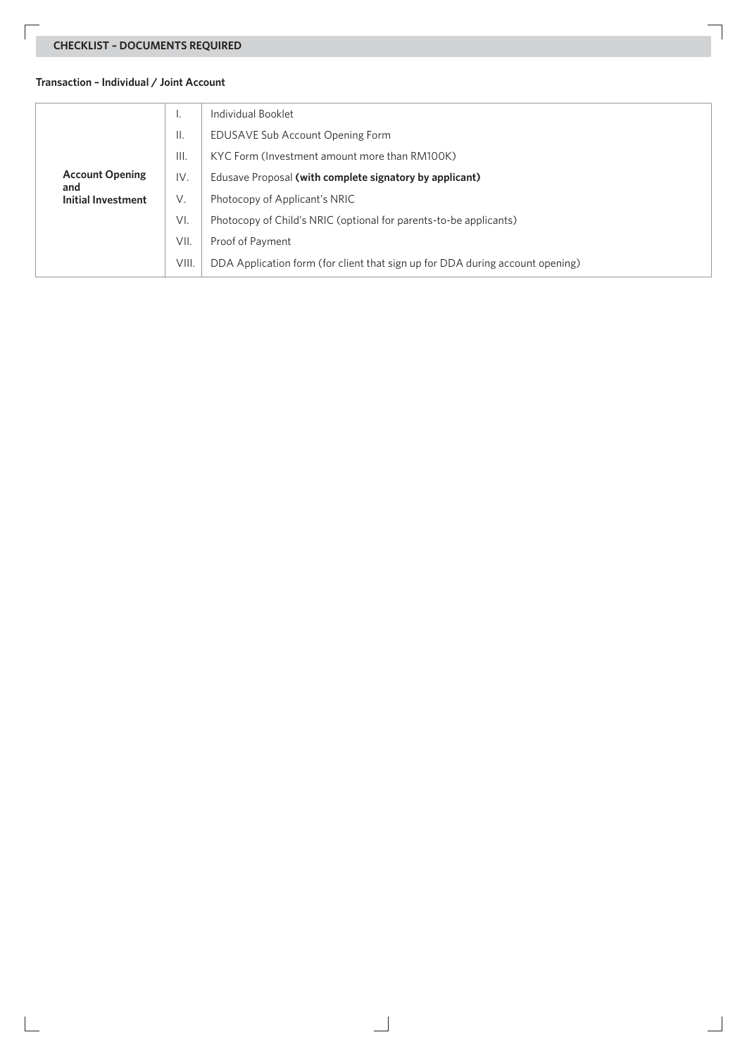## CHECKLIST – DOCUMENTS REQUIRED

**Transaction – Individual / Joint Account**

| | | |
|---|---|---|
| **Account Opening and Initial Investment** | I. | Individual Booklet |
| | II. | EDUSAVE Sub Account Opening Form |
| | III. | KYC Form (Investment amount more than RM100K) |
| | IV. | Edusave Proposal **(with complete signatory by applicant)** |
| | V. | Photocopy of Applicant's NRIC |
| | VI. | Photocopy of Child's NRIC (optional for parents-to-be applicants) |
| | VII. | Proof of Payment |
| | VIII. | DDA Application form (for client that sign up for DDA during account opening) |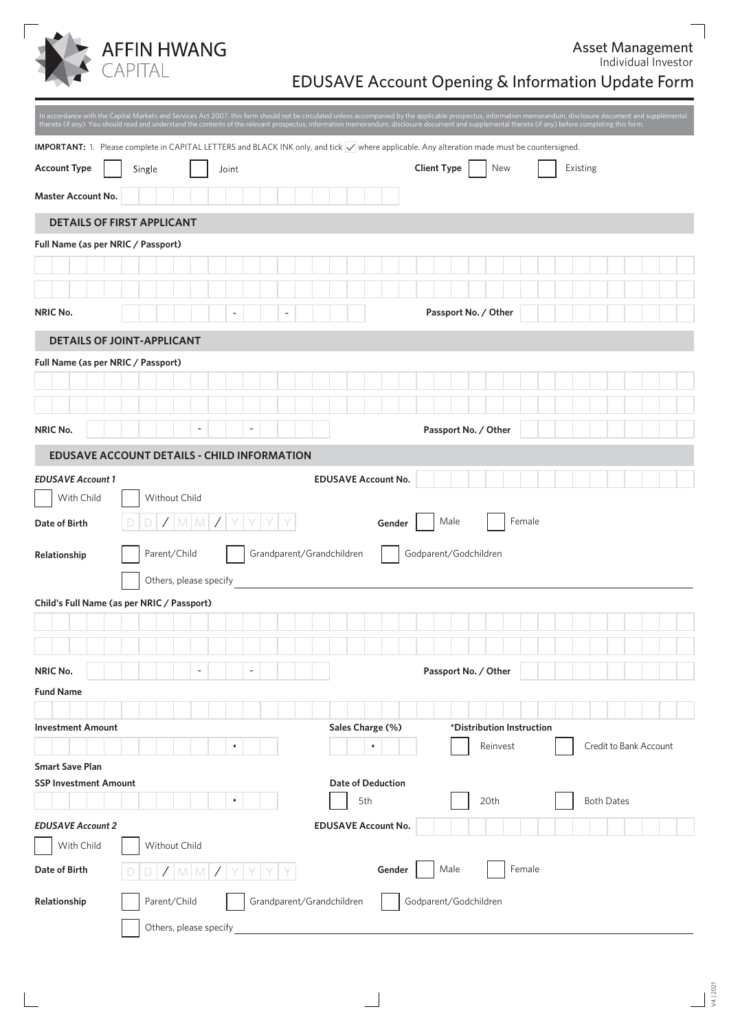# AFFIN HWANG CAPITAL

Asset Management
Individual Investor

## EDUSAVE Account Opening & Information Update Form

In accordance with the Capital Markets and Services Act 2007, this form should not be circulated unless accompanied by the applicable prospectus, information memorandum, disclosure document and supplemental thereto (if any). You should read and understand the contents of the relevant prospectus, information memorandum, disclosure document and supplemental thereto (if any) before completing this form.

**IMPORTANT:** 1. Please complete in CAPITAL LETTERS and BLACK INK only, and tick ✓ where applicable. Any alteration made must be countersigned.

**Account Type** ☐ Single ☐ Joint **Client Type** ☐ New ☐ Existing

**Master Account No.**

### DETAILS OF FIRST APPLICANT

**Full Name (as per NRIC / Passport)**

**NRIC No.** - - **Passport No. / Other**

### DETAILS OF JOINT-APPLICANT

**Full Name (as per NRIC / Passport)**

**NRIC No.** - - **Passport No. / Other**

### EDUSAVE ACCOUNT DETAILS - CHILD INFORMATION

***EDUSAVE Account 1*** **EDUSAVE Account No.**

☐ With Child ☐ Without Child

**Date of Birth** D D / M M / Y Y Y Y **Gender** ☐ Male ☐ Female

**Relationship** ☐ Parent/Child ☐ Grandparent/Grandchildren ☐ Godparent/Godchildren

☐ Others, please specify

**Child's Full Name (as per NRIC / Passport)**

**NRIC No.** - - **Passport No. / Other**

**Fund Name**

**Investment Amount** . **Sales Charge (%)** . **\*Distribution Instruction** ☐ Reinvest ☐ Credit to Bank Account

**Smart Save Plan**

**SSP Investment Amount** . **Date of Deduction** ☐ 5th ☐ 20th ☐ Both Dates

***EDUSAVE Account 2*** **EDUSAVE Account No.**

☐ With Child ☐ Without Child

**Date of Birth** D D / M M / Y Y Y Y **Gender** ☐ Male ☐ Female

**Relationship** ☐ Parent/Child ☐ Grandparent/Grandchildren ☐ Godparent/Godchildren

☐ Others, please specify

V4 | 2021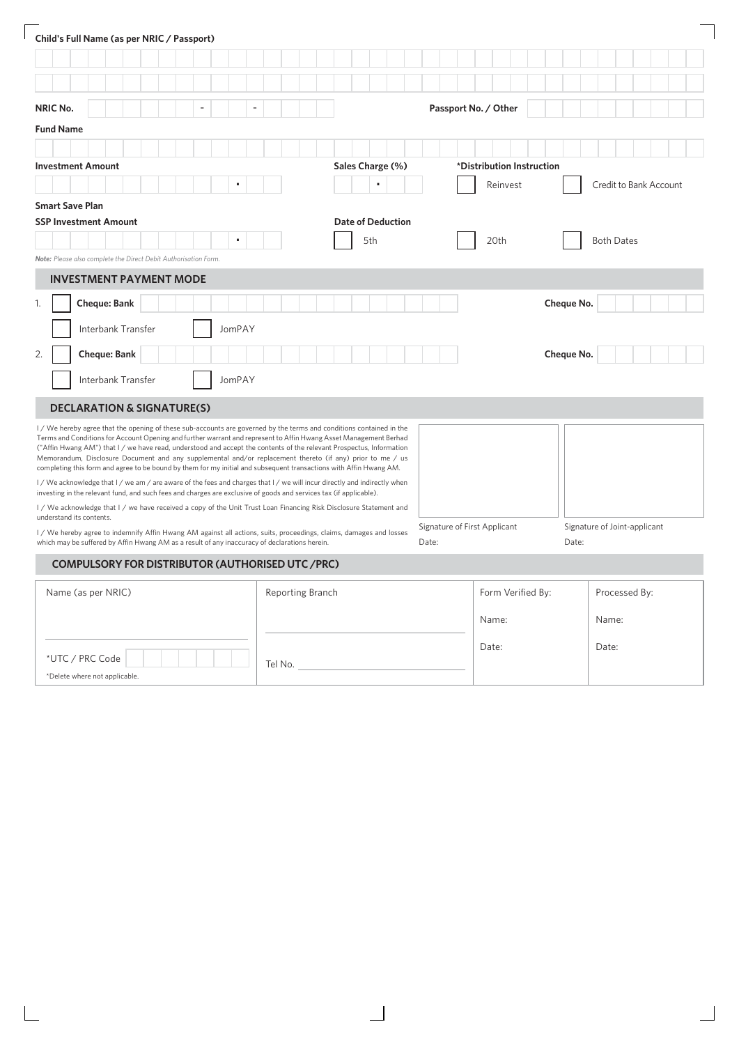**Child's Full Name (as per NRIC / Passport)**

**NRIC No.** - -

**Passport No. / Other**

**Fund Name**

**Investment Amount** .

**Sales Charge (%)** .

***Distribution Instruction**

☐ Reinvest ☐ Credit to Bank Account

**Smart Save Plan**

**SSP Investment Amount** .

**Date of Deduction**

☐ 5th ☐ 20th ☐ Both Dates

*Note: Please also complete the Direct Debit Authorisation Form.*

## INVESTMENT PAYMENT MODE

1. ☐ **Cheque: Bank** **Cheque No.**

   ☐ Interbank Transfer ☐ JomPAY

2. ☐ **Cheque: Bank** **Cheque No.**

   ☐ Interbank Transfer ☐ JomPAY

## DECLARATION & SIGNATURE(S)

I / We hereby agree that the opening of these sub-accounts are governed by the terms and conditions contained in the Terms and Conditions for Account Opening and further warrant and represent to Affin Hwang Asset Management Berhad ("Affin Hwang AM") that I / we have read, understood and accept the contents of the relevant Prospectus, Information Memorandum, Disclosure Document and any supplemental and/or replacement thereto (if any) prior to me / us completing this form and agree to be bound by them for my initial and subsequent transactions with Affin Hwang AM.

I / We acknowledge that I / we am / are aware of the fees and charges that I / we will incur directly and indirectly when investing in the relevant fund, and such fees and charges are exclusive of goods and services tax (if applicable).

I / We acknowledge that I / we have received a copy of the Unit Trust Loan Financing Risk Disclosure Statement and understand its contents.

I / We hereby agree to indemnify Affin Hwang AM against all actions, suits, proceedings, claims, damages and losses which may be suffered by Affin Hwang AM as a result of any inaccuracy of declarations herein.

| Signature of First Applicant | Signature of Joint-applicant |
|---|---|
| Date: | Date: |

## COMPULSORY FOR DISTRIBUTOR (AUTHORISED UTC / PRC)

| Name (as per NRIC) | Reporting Branch | Form Verified By: | Processed By: |
|---|---|---|---|
| | | Name: | Name: |
| *UTC / PRC Code | Tel No. | Date: | Date: |

*Delete where not applicable.